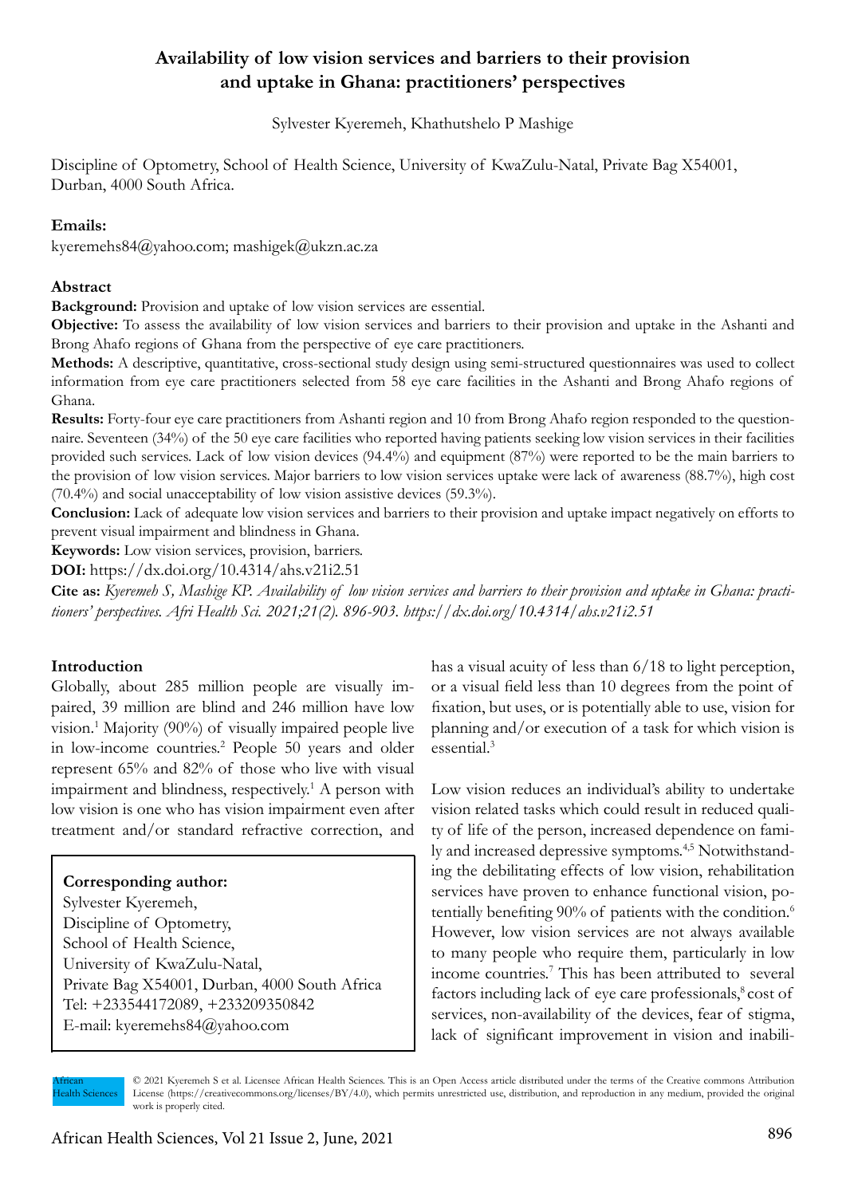# Availability of low vision services and barriers to their provision and uptake in Ghana: practitioners' perspectives

Sylvester Kyeremeh, Khathutshelo P Mashige

Discipline of Optometry, School of Health Science, University of KwaZulu-Natal, Private Bag X54001, Durban, 4000 South Africa.

**Emails:**
kyeremehs84@yahoo.com; mashigek@ukzn.ac.za

## Abstract

**Background:** Provision and uptake of low vision services are essential.

**Objective:** To assess the availability of low vision services and barriers to their provision and uptake in the Ashanti and Brong Ahafo regions of Ghana from the perspective of eye care practitioners.

**Methods:** A descriptive, quantitative, cross-sectional study design using semi-structured questionnaires was used to collect information from eye care practitioners selected from 58 eye care facilities in the Ashanti and Brong Ahafo regions of Ghana.

**Results:** Forty-four eye care practitioners from Ashanti region and 10 from Brong Ahafo region responded to the questionnaire. Seventeen (34%) of the 50 eye care facilities who reported having patients seeking low vision services in their facilities provided such services. Lack of low vision devices (94.4%) and equipment (87%) were reported to be the main barriers to the provision of low vision services. Major barriers to low vision services uptake were lack of awareness (88.7%), high cost (70.4%) and social unacceptability of low vision assistive devices (59.3%).

**Conclusion:** Lack of adequate low vision services and barriers to their provision and uptake impact negatively on efforts to prevent visual impairment and blindness in Ghana.

**Keywords:** Low vision services, provision, barriers.

**DOI:** https://dx.doi.org/10.4314/ahs.v21i2.51

**Cite as:** *Kyeremeh S, Mashige KP. Availability of low vision services and barriers to their provision and uptake in Ghana: practitioners' perspectives. Afri Health Sci. 2021;21(2). 896-903. https://dx.doi.org/10.4314/ahs.v21i2.51*

## Introduction

Globally, about 285 million people are visually impaired, 39 million are blind and 246 million have low vision.[1] Majority (90%) of visually impaired people live in low-income countries.[2] People 50 years and older represent 65% and 82% of those who live with visual impairment and blindness, respectively.[1] A person with low vision is one who has vision impairment even after treatment and/or standard refractive correction, and has a visual acuity of less than 6/18 to light perception, or a visual field less than 10 degrees from the point of fixation, but uses, or is potentially able to use, vision for planning and/or execution of a task for which vision is essential.[3]

Low vision reduces an individual's ability to undertake vision related tasks which could result in reduced quality of life of the person, increased dependence on family and increased depressive symptoms.[4,5] Notwithstanding the debilitating effects of low vision, rehabilitation services have proven to enhance functional vision, potentially benefiting 90% of patients with the condition.[6] However, low vision services are not always available to many people who require them, particularly in low income countries.[7] This has been attributed to several factors including lack of eye care professionals,[8] cost of services, non-availability of the devices, fear of stigma, lack of significant improvement in vision and inabili-

**Corresponding author:**
Sylvester Kyeremeh,
Discipline of Optometry,
School of Health Science,
University of KwaZulu-Natal,
Private Bag X54001, Durban, 4000 South Africa
Tel: +233544172089, +233209350842
E-mail: kyeremehs84@yahoo.com

© 2021 Kyeremeh S et al. Licensee African Health Sciences. This is an Open Access article distributed under the terms of the Creative commons Attribution License (https://creativecommons.org/licenses/BY/4.0), which permits unrestricted use, distribution, and reproduction in any medium, provided the original work is properly cited.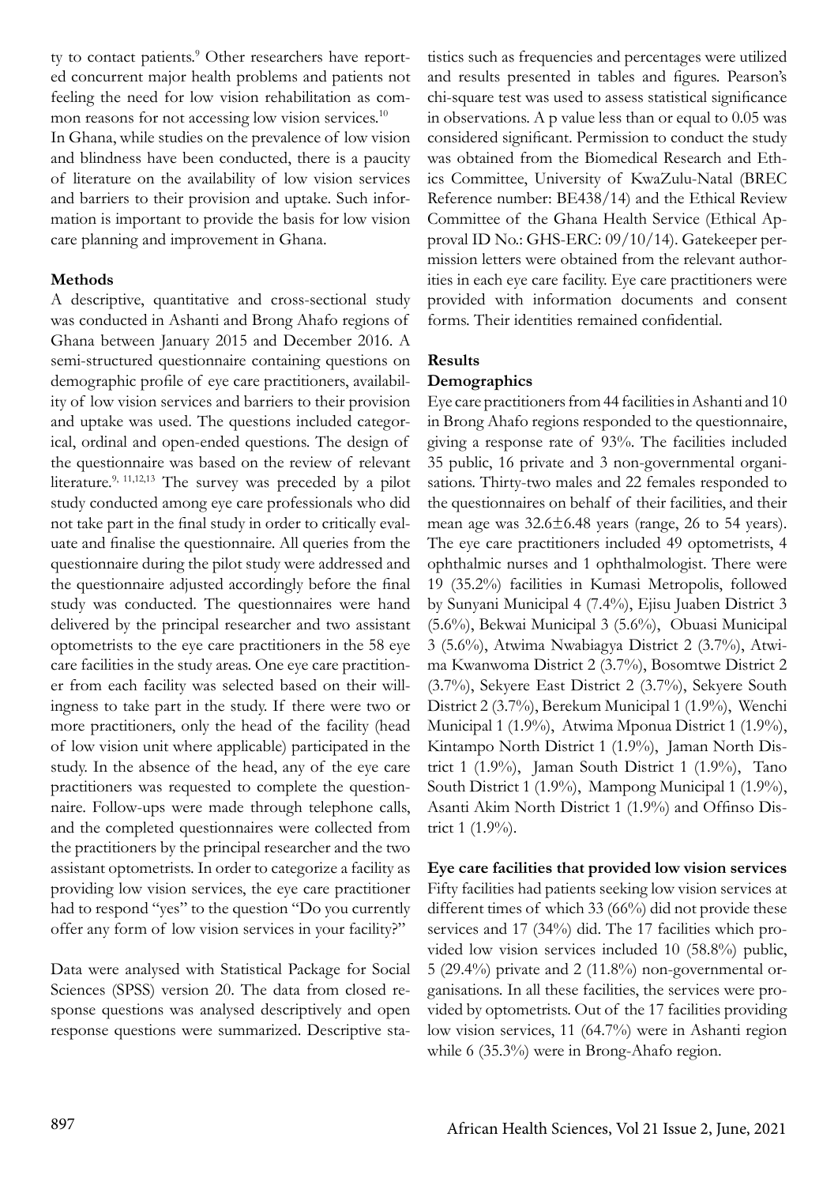ty to contact patients.[9] Other researchers have reported concurrent major health problems and patients not feeling the need for low vision rehabilitation as common reasons for not accessing low vision services.[10]

In Ghana, while studies on the prevalence of low vision and blindness have been conducted, there is a paucity of literature on the availability of low vision services and barriers to their provision and uptake. Such information is important to provide the basis for low vision care planning and improvement in Ghana.

## Methods

A descriptive, quantitative and cross-sectional study was conducted in Ashanti and Brong Ahafo regions of Ghana between January 2015 and December 2016. A semi-structured questionnaire containing questions on demographic profile of eye care practitioners, availability of low vision services and barriers to their provision and uptake was used. The questions included categorical, ordinal and open-ended questions. The design of the questionnaire was based on the review of relevant literature.[9, 11,12,13] The survey was preceded by a pilot study conducted among eye care professionals who did not take part in the final study in order to critically evaluate and finalise the questionnaire. All queries from the questionnaire during the pilot study were addressed and the questionnaire adjusted accordingly before the final study was conducted. The questionnaires were hand delivered by the principal researcher and two assistant optometrists to the eye care practitioners in the 58 eye care facilities in the study areas. One eye care practitioner from each facility was selected based on their willingness to take part in the study. If there were two or more practitioners, only the head of the facility (head of low vision unit where applicable) participated in the study. In the absence of the head, any of the eye care practitioners was requested to complete the questionnaire. Follow-ups were made through telephone calls, and the completed questionnaires were collected from the practitioners by the principal researcher and the two assistant optometrists. In order to categorize a facility as providing low vision services, the eye care practitioner had to respond "yes" to the question "Do you currently offer any form of low vision services in your facility?"

Data were analysed with Statistical Package for Social Sciences (SPSS) version 20. The data from closed response questions was analysed descriptively and open response questions were summarized. Descriptive statistics such as frequencies and percentages were utilized and results presented in tables and figures. Pearson's chi-square test was used to assess statistical significance in observations. A p value less than or equal to 0.05 was considered significant. Permission to conduct the study was obtained from the Biomedical Research and Ethics Committee, University of KwaZulu-Natal (BREC Reference number: BE438/14) and the Ethical Review Committee of the Ghana Health Service (Ethical Approval ID No.: GHS-ERC: 09/10/14). Gatekeeper permission letters were obtained from the relevant authorities in each eye care facility. Eye care practitioners were provided with information documents and consent forms. Their identities remained confidential.

## Results

### Demographics

Eye care practitioners from 44 facilities in Ashanti and 10 in Brong Ahafo regions responded to the questionnaire, giving a response rate of 93%. The facilities included 35 public, 16 private and 3 non-governmental organisations. Thirty-two males and 22 females responded to the questionnaires on behalf of their facilities, and their mean age was 32.6±6.48 years (range, 26 to 54 years). The eye care practitioners included 49 optometrists, 4 ophthalmic nurses and 1 ophthalmologist. There were 19 (35.2%) facilities in Kumasi Metropolis, followed by Sunyani Municipal 4 (7.4%), Ejisu Juaben District 3 (5.6%), Bekwai Municipal 3 (5.6%), Obuasi Municipal 3 (5.6%), Atwima Nwabiagya District 2 (3.7%), Atwima Kwanwoma District 2 (3.7%), Bosomtwe District 2 (3.7%), Sekyere East District 2 (3.7%), Sekyere South District 2 (3.7%), Berekum Municipal 1 (1.9%), Wenchi Municipal 1 (1.9%), Atwima Mponua District 1 (1.9%), Kintampo North District 1 (1.9%), Jaman North District 1 (1.9%), Jaman South District 1 (1.9%), Tano South District 1 (1.9%), Mampong Municipal 1 (1.9%), Asanti Akim North District 1 (1.9%) and Offinso District 1 (1.9%).

### Eye care facilities that provided low vision services

Fifty facilities had patients seeking low vision services at different times of which 33 (66%) did not provide these services and 17 (34%) did. The 17 facilities which provided low vision services included 10 (58.8%) public, 5 (29.4%) private and 2 (11.8%) non-governmental organisations. In all these facilities, the services were provided by optometrists. Out of the 17 facilities providing low vision services, 11 (64.7%) were in Ashanti region while 6 (35.3%) were in Brong-Ahafo region.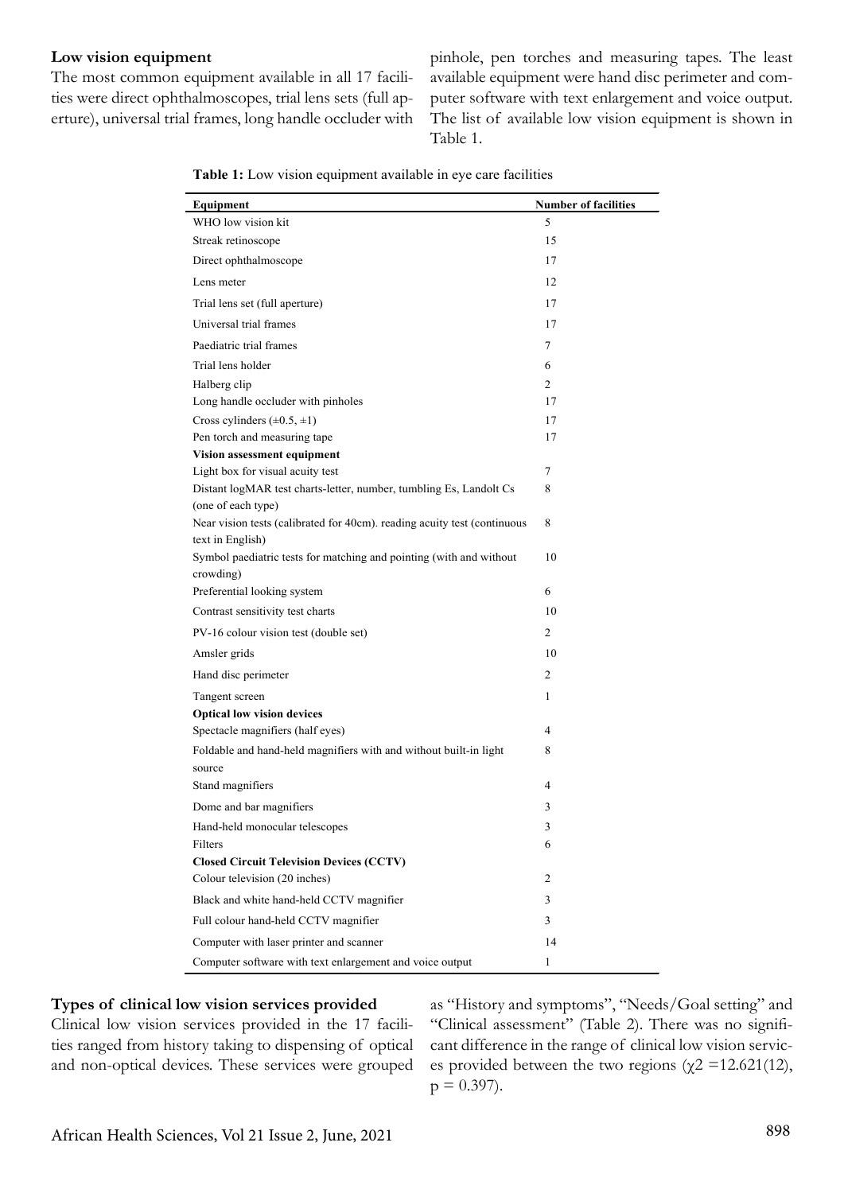### Low vision equipment

The most common equipment available in all 17 facilities were direct ophthalmoscopes, trial lens sets (full aperture), universal trial frames, long handle occluder with pinhole, pen torches and measuring tapes. The least available equipment were hand disc perimeter and computer software with text enlargement and voice output. The list of available low vision equipment is shown in Table 1.

**Table 1:** Low vision equipment available in eye care facilities

| Equipment | Number of facilities |
|---|---|
| WHO low vision kit | 5 |
| Streak retinoscope | 15 |
| Direct ophthalmoscope | 17 |
| Lens meter | 12 |
| Trial lens set (full aperture) | 17 |
| Universal trial frames | 17 |
| Paediatric trial frames | 7 |
| Trial lens holder | 6 |
| Halberg clip | 2 |
| Long handle occluder with pinholes | 17 |
| Cross cylinders (±0.5, ±1) | 17 |
| Pen torch and measuring tape | 17 |
| **Vision assessment equipment** | |
| Light box for visual acuity test | 7 |
| Distant logMAR test charts-letter, number, tumbling Es, Landolt Cs (one of each type) | 8 |
| Near vision tests (calibrated for 40cm). reading acuity test (continuous text in English) | 8 |
| Symbol paediatric tests for matching and pointing (with and without crowding) | 10 |
| Preferential looking system | 6 |
| Contrast sensitivity test charts | 10 |
| PV-16 colour vision test (double set) | 2 |
| Amsler grids | 10 |
| Hand disc perimeter | 2 |
| Tangent screen | 1 |
| **Optical low vision devices** | |
| Spectacle magnifiers (half eyes) | 4 |
| Foldable and hand-held magnifiers with and without built-in light source | 8 |
| Stand magnifiers | 4 |
| Dome and bar magnifiers | 3 |
| Hand-held monocular telescopes | 3 |
| Filters | 6 |
| **Closed Circuit Television Devices (CCTV)** | |
| Colour television (20 inches) | 2 |
| Black and white hand-held CCTV magnifier | 3 |
| Full colour hand-held CCTV magnifier | 3 |
| Computer with laser printer and scanner | 14 |
| Computer software with text enlargement and voice output | 1 |

### Types of clinical low vision services provided

Clinical low vision services provided in the 17 facilities ranged from history taking to dispensing of optical and non-optical devices. These services were grouped as "History and symptoms", "Needs/Goal setting" and "Clinical assessment" (Table 2). There was no significant difference in the range of clinical low vision services provided between the two regions ($\chi^2 = 12.621(12)$, $p = 0.397$).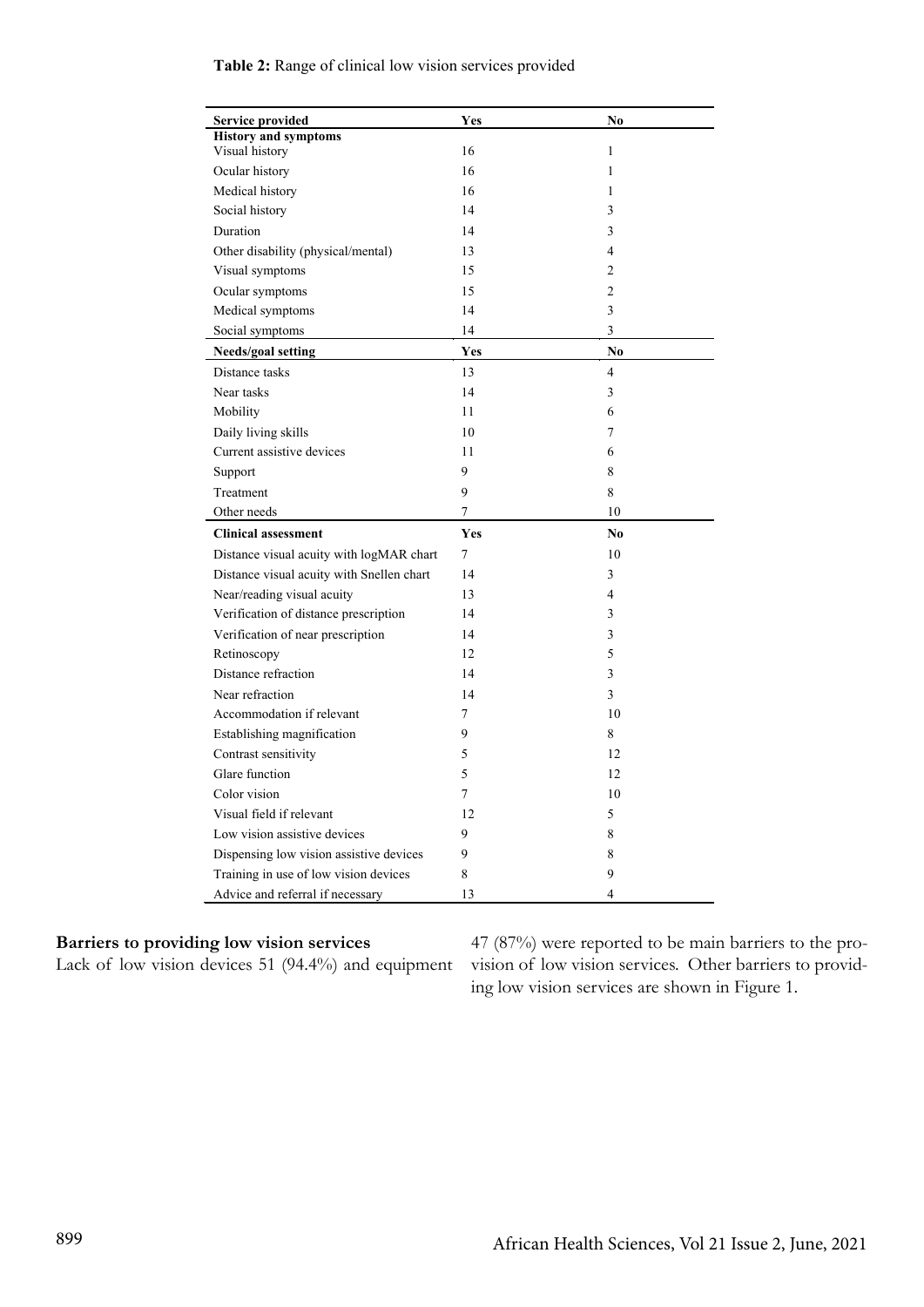**Table 2:** Range of clinical low vision services provided

| Service provided | Yes | No |
|---|---|---|
| **History and symptoms** | | |
| Visual history | 16 | 1 |
| Ocular history | 16 | 1 |
| Medical history | 16 | 1 |
| Social history | 14 | 3 |
| Duration | 14 | 3 |
| Other disability (physical/mental) | 13 | 4 |
| Visual symptoms | 15 | 2 |
| Ocular symptoms | 15 | 2 |
| Medical symptoms | 14 | 3 |
| Social symptoms | 14 | 3 |
| **Needs/goal setting** | **Yes** | **No** |
| Distance tasks | 13 | 4 |
| Near tasks | 14 | 3 |
| Mobility | 11 | 6 |
| Daily living skills | 10 | 7 |
| Current assistive devices | 11 | 6 |
| Support | 9 | 8 |
| Treatment | 9 | 8 |
| Other needs | 7 | 10 |
| **Clinical assessment** | **Yes** | **No** |
| Distance visual acuity with logMAR chart | 7 | 10 |
| Distance visual acuity with Snellen chart | 14 | 3 |
| Near/reading visual acuity | 13 | 4 |
| Verification of distance prescription | 14 | 3 |
| Verification of near prescription | 14 | 3 |
| Retinoscopy | 12 | 5 |
| Distance refraction | 14 | 3 |
| Near refraction | 14 | 3 |
| Accommodation if relevant | 7 | 10 |
| Establishing magnification | 9 | 8 |
| Contrast sensitivity | 5 | 12 |
| Glare function | 5 | 12 |
| Color vision | 7 | 10 |
| Visual field if relevant | 12 | 5 |
| Low vision assistive devices | 9 | 8 |
| Dispensing low vision assistive devices | 9 | 8 |
| Training in use of low vision devices | 8 | 9 |
| Advice and referral if necessary | 13 | 4 |

**Barriers to providing low vision services**

Lack of low vision devices 51 (94.4%) and equipment 47 (87%) were reported to be main barriers to the provision of low vision services. Other barriers to providing low vision services are shown in Figure 1.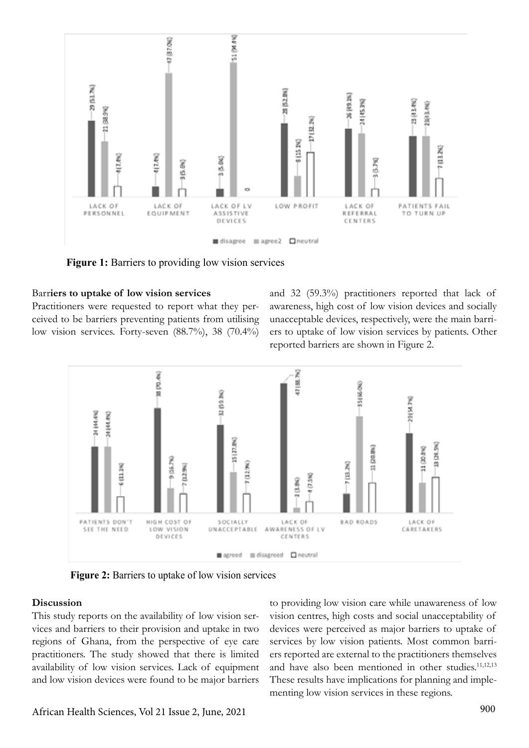Figure 1: Barriers to providing low vision services

**Barriers to uptake of low vision services**

Practitioners were requested to report what they perceived to be barriers preventing patients from utilising low vision services. Forty-seven (88.7%), 38 (70.4%) and 32 (59.3%) practitioners reported that lack of awareness, high cost of low vision devices and socially unacceptable devices, respectively, were the main barriers to uptake of low vision services by patients. Other reported barriers are shown in Figure 2.

Figure 2: Barriers to uptake of low vision services

**Discussion**

This study reports on the availability of low vision services and barriers to their provision and uptake in two regions of Ghana, from the perspective of eye care practitioners. The study showed that there is limited availability of low vision services. Lack of equipment and low vision devices were found to be major barriers to providing low vision care while unawareness of low vision centres, high costs and social unacceptability of devices were perceived as major barriers to uptake of services by low vision patients. Most common barriers reported are external to the practitioners themselves and have also been mentioned in other studies.[11,12,13] These results have implications for planning and implementing low vision services in these regions.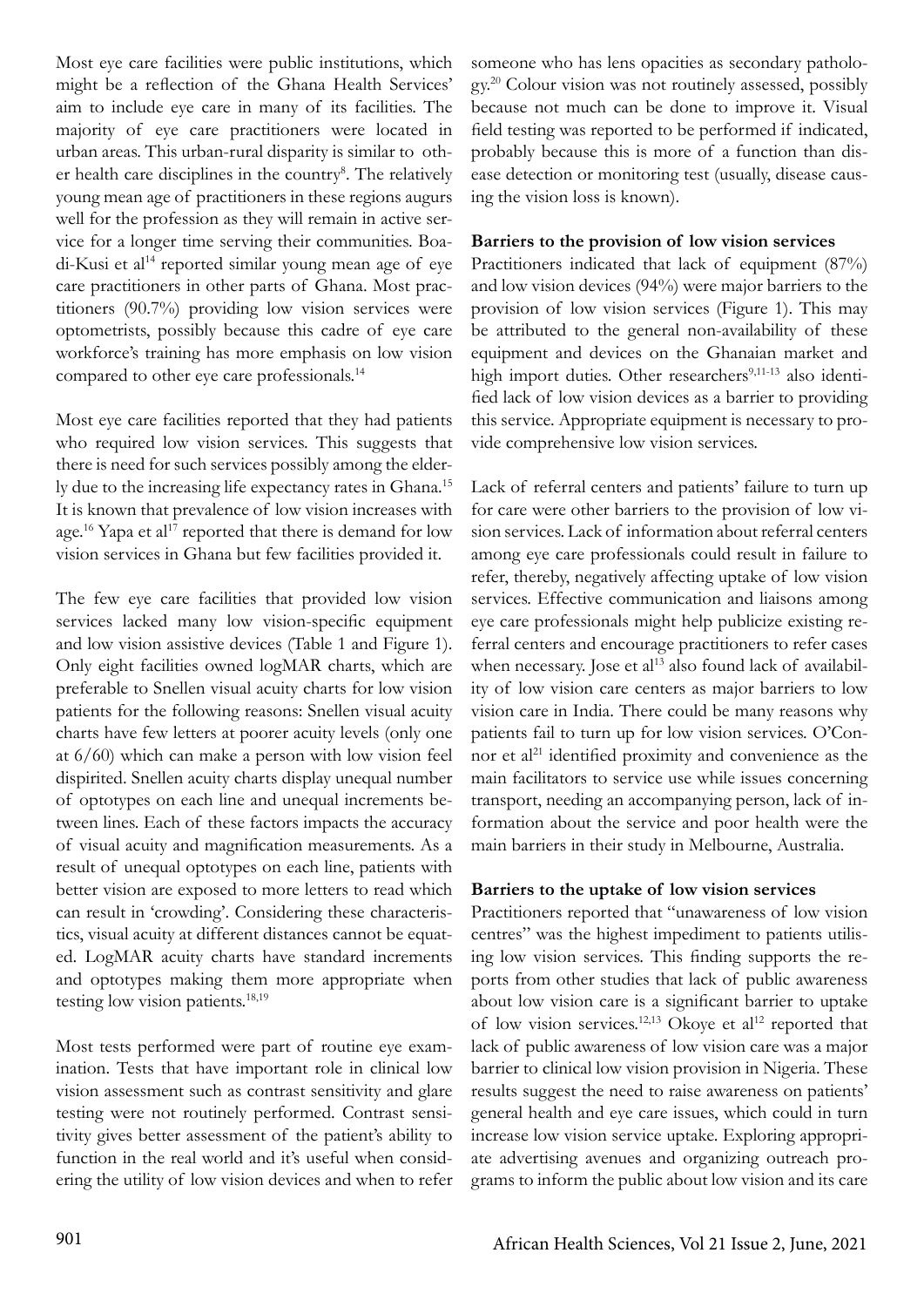Most eye care facilities were public institutions, which might be a reflection of the Ghana Health Services' aim to include eye care in many of its facilities. The majority of eye care practitioners were located in urban areas. This urban-rural disparity is similar to other health care disciplines in the country[8]. The relatively young mean age of practitioners in these regions augurs well for the profession as they will remain in active service for a longer time serving their communities. Boadi-Kusi et al[14] reported similar young mean age of eye care practitioners in other parts of Ghana. Most practitioners (90.7%) providing low vision services were optometrists, possibly because this cadre of eye care workforce's training has more emphasis on low vision compared to other eye care professionals.[14]

Most eye care facilities reported that they had patients who required low vision services. This suggests that there is need for such services possibly among the elderly due to the increasing life expectancy rates in Ghana.[15] It is known that prevalence of low vision increases with age.[16] Yapa et al[17] reported that there is demand for low vision services in Ghana but few facilities provided it.

The few eye care facilities that provided low vision services lacked many low vision-specific equipment and low vision assistive devices (Table 1 and Figure 1). Only eight facilities owned logMAR charts, which are preferable to Snellen visual acuity charts for low vision patients for the following reasons: Snellen visual acuity charts have few letters at poorer acuity levels (only one at 6/60) which can make a person with low vision feel dispirited. Snellen acuity charts display unequal number of optotypes on each line and unequal increments between lines. Each of these factors impacts the accuracy of visual acuity and magnification measurements. As a result of unequal optotypes on each line, patients with better vision are exposed to more letters to read which can result in 'crowding'. Considering these characteristics, visual acuity at different distances cannot be equated. LogMAR acuity charts have standard increments and optotypes making them more appropriate when testing low vision patients.[18,19]

Most tests performed were part of routine eye examination. Tests that have important role in clinical low vision assessment such as contrast sensitivity and glare testing were not routinely performed. Contrast sensitivity gives better assessment of the patient's ability to function in the real world and it's useful when considering the utility of low vision devices and when to refer someone who has lens opacities as secondary pathology.[20] Colour vision was not routinely assessed, possibly because not much can be done to improve it. Visual field testing was reported to be performed if indicated, probably because this is more of a function than disease detection or monitoring test (usually, disease causing the vision loss is known).

### Barriers to the provision of low vision services

Practitioners indicated that lack of equipment (87%) and low vision devices (94%) were major barriers to the provision of low vision services (Figure 1). This may be attributed to the general non-availability of these equipment and devices on the Ghanaian market and high import duties. Other researchers[9,11-13] also identified lack of low vision devices as a barrier to providing this service. Appropriate equipment is necessary to provide comprehensive low vision services.

Lack of referral centers and patients' failure to turn up for care were other barriers to the provision of low vision services. Lack of information about referral centers among eye care professionals could result in failure to refer, thereby, negatively affecting uptake of low vision services. Effective communication and liaisons among eye care professionals might help publicize existing referral centers and encourage practitioners to refer cases when necessary. Jose et al[13] also found lack of availability of low vision care centers as major barriers to low vision care in India. There could be many reasons why patients fail to turn up for low vision services. O'Connor et al[21] identified proximity and convenience as the main facilitators to service use while issues concerning transport, needing an accompanying person, lack of information about the service and poor health were the main barriers in their study in Melbourne, Australia.

### Barriers to the uptake of low vision services

Practitioners reported that "unawareness of low vision centres" was the highest impediment to patients utilising low vision services. This finding supports the reports from other studies that lack of public awareness about low vision care is a significant barrier to uptake of low vision services.[12,13] Okoye et al[12] reported that lack of public awareness of low vision care was a major barrier to clinical low vision provision in Nigeria. These results suggest the need to raise awareness on patients' general health and eye care issues, which could in turn increase low vision service uptake. Exploring appropriate advertising avenues and organizing outreach programs to inform the public about low vision and its care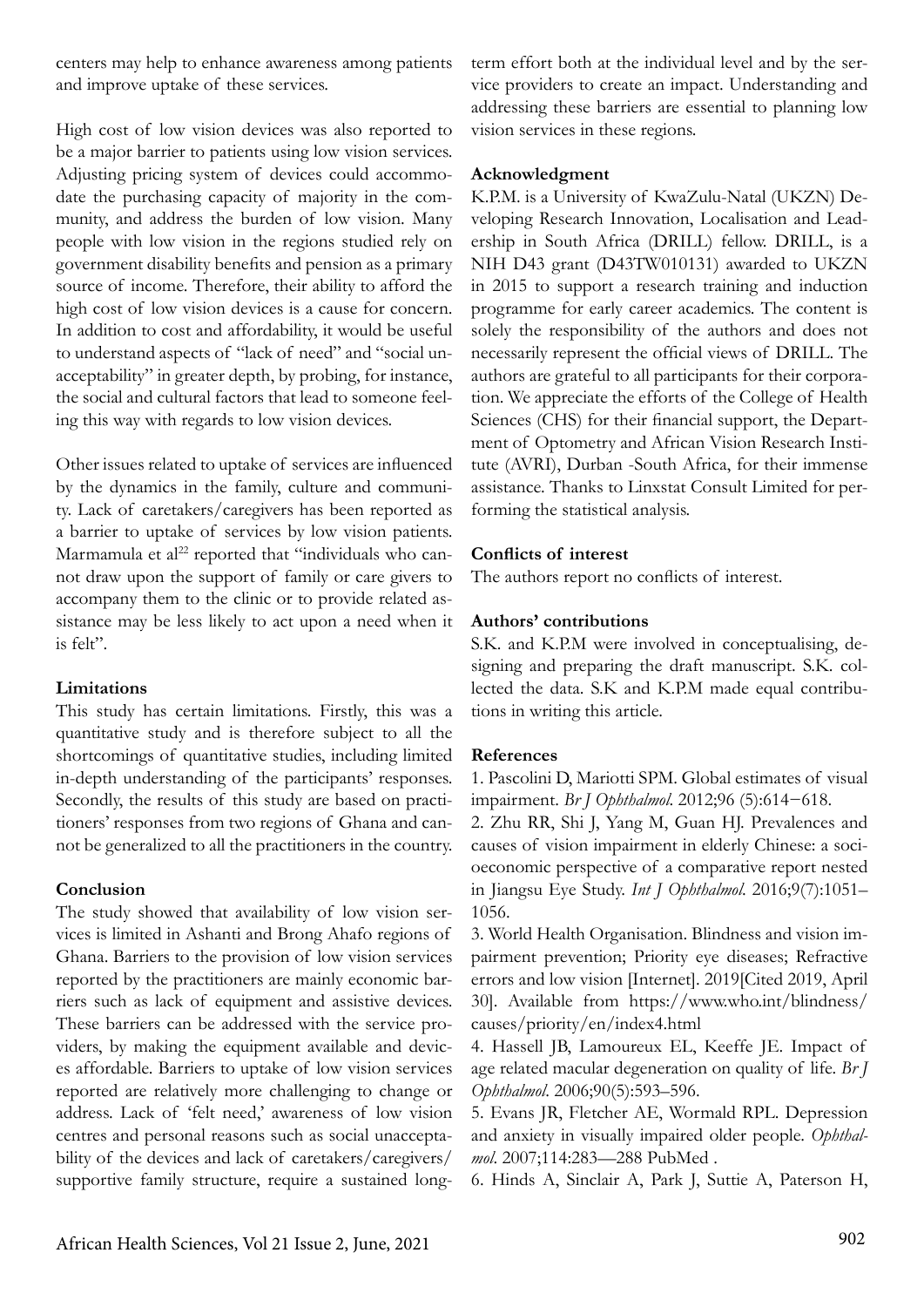centers may help to enhance awareness among patients and improve uptake of these services.

High cost of low vision devices was also reported to be a major barrier to patients using low vision services. Adjusting pricing system of devices could accommodate the purchasing capacity of majority in the community, and address the burden of low vision. Many people with low vision in the regions studied rely on government disability benefits and pension as a primary source of income. Therefore, their ability to afford the high cost of low vision devices is a cause for concern. In addition to cost and affordability, it would be useful to understand aspects of "lack of need" and "social unacceptability" in greater depth, by probing, for instance, the social and cultural factors that lead to someone feeling this way with regards to low vision devices.

Other issues related to uptake of services are influenced by the dynamics in the family, culture and community. Lack of caretakers/caregivers has been reported as a barrier to uptake of services by low vision patients. Marmamula et al[22] reported that "individuals who cannot draw upon the support of family or care givers to accompany them to the clinic or to provide related assistance may be less likely to act upon a need when it is felt".

**Limitations**

This study has certain limitations. Firstly, this was a quantitative study and is therefore subject to all the shortcomings of quantitative studies, including limited in-depth understanding of the participants' responses. Secondly, the results of this study are based on practitioners' responses from two regions of Ghana and cannot be generalized to all the practitioners in the country.

**Conclusion**

The study showed that availability of low vision services is limited in Ashanti and Brong Ahafo regions of Ghana. Barriers to the provision of low vision services reported by the practitioners are mainly economic barriers such as lack of equipment and assistive devices. These barriers can be addressed with the service providers, by making the equipment available and devices affordable. Barriers to uptake of low vision services reported are relatively more challenging to change or address. Lack of 'felt need,' awareness of low vision centres and personal reasons such as social unacceptability of the devices and lack of caretakers/caregivers/supportive family structure, require a sustained long-term effort both at the individual level and by the service providers to create an impact. Understanding and addressing these barriers are essential to planning low vision services in these regions.

**Acknowledgment**

K.P.M. is a University of KwaZulu-Natal (UKZN) Developing Research Innovation, Localisation and Leadership in South Africa (DRILL) fellow. DRILL, is a NIH D43 grant (D43TW010131) awarded to UKZN in 2015 to support a research training and induction programme for early career academics. The content is solely the responsibility of the authors and does not necessarily represent the official views of DRILL. The authors are grateful to all participants for their corporation. We appreciate the efforts of the College of Health Sciences (CHS) for their financial support, the Department of Optometry and African Vision Research Institute (AVRI), Durban -South Africa, for their immense assistance. Thanks to Linxstat Consult Limited for performing the statistical analysis.

**Conflicts of interest**

The authors report no conflicts of interest.

**Authors' contributions**

S.K. and K.P.M were involved in conceptualising, designing and preparing the draft manuscript. S.K. collected the data. S.K and K.P.M made equal contributions in writing this article.

**References**

1. Pascolini D, Mariotti SPM. Global estimates of visual impairment. *Br J Ophthalmol.* 2012;96 (5):614−618.
2. Zhu RR, Shi J, Yang M, Guan HJ. Prevalences and causes of vision impairment in elderly Chinese: a socioeconomic perspective of a comparative report nested in Jiangsu Eye Study. *Int J Ophthalmol.* 2016;9(7):1051–1056.
3. World Health Organisation. Blindness and vision impairment prevention; Priority eye diseases; Refractive errors and low vision [Internet]. 2019[Cited 2019, April 30]. Available from https://www.who.int/blindness/causes/priority/en/index4.html
4. Hassell JB, Lamoureux EL, Keeffe JE. Impact of age related macular degeneration on quality of life. *Br J Ophthalmol.* 2006;90(5):593–596.
5. Evans JR, Fletcher AE, Wormald RPL. Depression and anxiety in visually impaired older people. *Ophthalmol.* 2007;114:283—288 PubMed .
6. Hinds A, Sinclair A, Park J, Suttie A, Paterson H,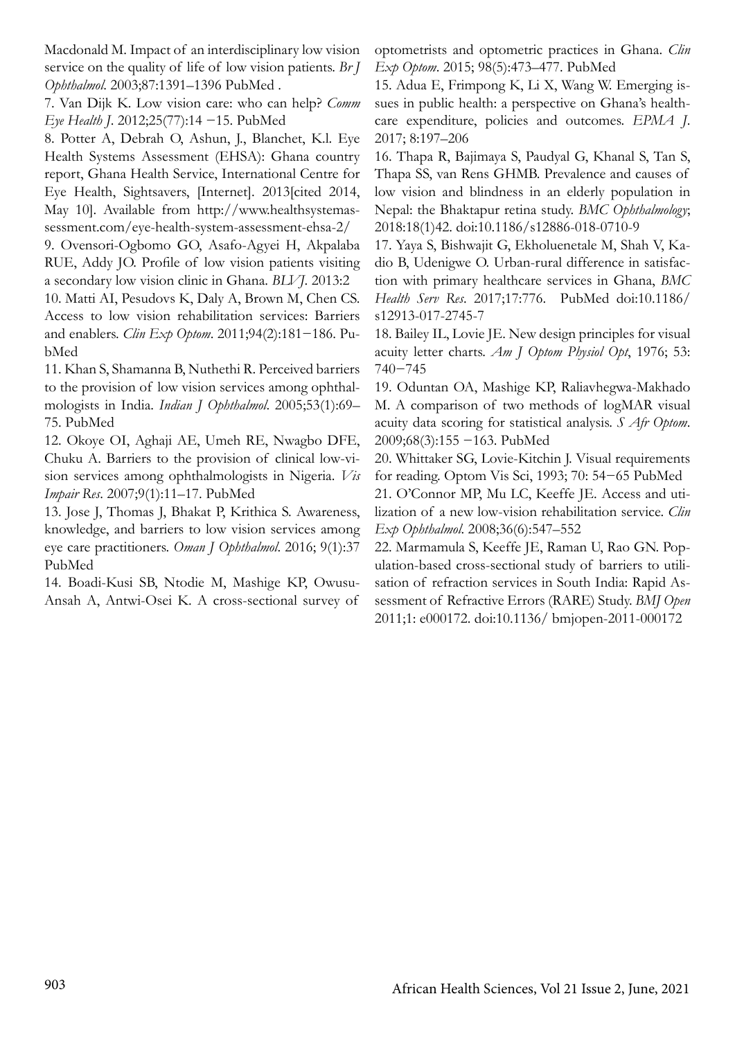Macdonald M. Impact of an interdisciplinary low vision service on the quality of life of low vision patients. *Br J Ophthalmol*. 2003;87:1391–1396 PubMed .

7. Van Dijk K. Low vision care: who can help? *Comm Eye Health J*. 2012;25(77):14 −15. PubMed

8. Potter A, Debrah O, Ashun, J., Blanchet, K.l. Eye Health Systems Assessment (EHSA): Ghana country report, Ghana Health Service, International Centre for Eye Health, Sightsavers, [Internet]. 2013[cited 2014, May 10]. Available from http://www.healthsystemassessment.com/eye-health-system-assessment-ehsa-2/

9. Ovensori-Ogbomo GO, Asafo-Agyei H, Akpalaba RUE, Addy JO. Profile of low vision patients visiting a secondary low vision clinic in Ghana. *BLVJ*. 2013:2

10. Matti AI, Pesudovs K, Daly A, Brown M, Chen CS. Access to low vision rehabilitation services: Barriers and enablers. *Clin Exp Optom*. 2011;94(2):181−186. PubMed

11. Khan S, Shamanna B, Nuthethi R. Perceived barriers to the provision of low vision services among ophthalmologists in India. *Indian J Ophthalmol*. 2005;53(1):69–75. PubMed

12. Okoye OI, Aghaji AE, Umeh RE, Nwagbo DFE, Chuku A. Barriers to the provision of clinical low-vision services among ophthalmologists in Nigeria. *Vis Impair Res*. 2007;9(1):11–17. PubMed

13. Jose J, Thomas J, Bhakat P, Krithica S. Awareness, knowledge, and barriers to low vision services among eye care practitioners. *Oman J Ophthalmol*. 2016; 9(1):37 PubMed

14. Boadi-Kusi SB, Ntodie M, Mashige KP, Owusu-Ansah A, Antwi-Osei K. A cross-sectional survey of optometrists and optometric practices in Ghana. *Clin Exp Optom*. 2015; 98(5):473–477. PubMed

15. Adua E, Frimpong K, Li X, Wang W. Emerging issues in public health: a perspective on Ghana's healthcare expenditure, policies and outcomes. *EPMA J*. 2017; 8:197–206

16. Thapa R, Bajimaya S, Paudyal G, Khanal S, Tan S, Thapa SS, van Rens GHMB. Prevalence and causes of low vision and blindness in an elderly population in Nepal: the Bhaktapur retina study. *BMC Ophthalmology*; 2018:18(1)42. doi:10.1186/s12886-018-0710-9

17. Yaya S, Bishwajit G, Ekholuenetale M, Shah V, Kadio B, Udenigwe O. Urban-rural difference in satisfaction with primary healthcare services in Ghana, *BMC Health Serv Res*. 2017;17:776. PubMed doi:10.1186/s12913-017-2745-7

18. Bailey IL, Lovie JE. New design principles for visual acuity letter charts. *Am J Optom Physiol Opt*, 1976; 53: 740−745

19. Oduntan OA, Mashige KP, Raliavhegwa-Makhado M. A comparison of two methods of logMAR visual acuity data scoring for statistical analysis. *S Afr Optom*. 2009;68(3):155 −163. PubMed

20. Whittaker SG, Lovie-Kitchin J. Visual requirements for reading. Optom Vis Sci, 1993; 70: 54−65 PubMed

21. O'Connor MP, Mu LC, Keeffe JE. Access and utilization of a new low-vision rehabilitation service. *Clin Exp Ophthalmol*. 2008;36(6):547–552

22. Marmamula S, Keeffe JE, Raman U, Rao GN. Population-based cross-sectional study of barriers to utilisation of refraction services in South India: Rapid Assessment of Refractive Errors (RARE) Study. *BMJ Open* 2011;1: e000172. doi:10.1136/ bmjopen-2011-000172